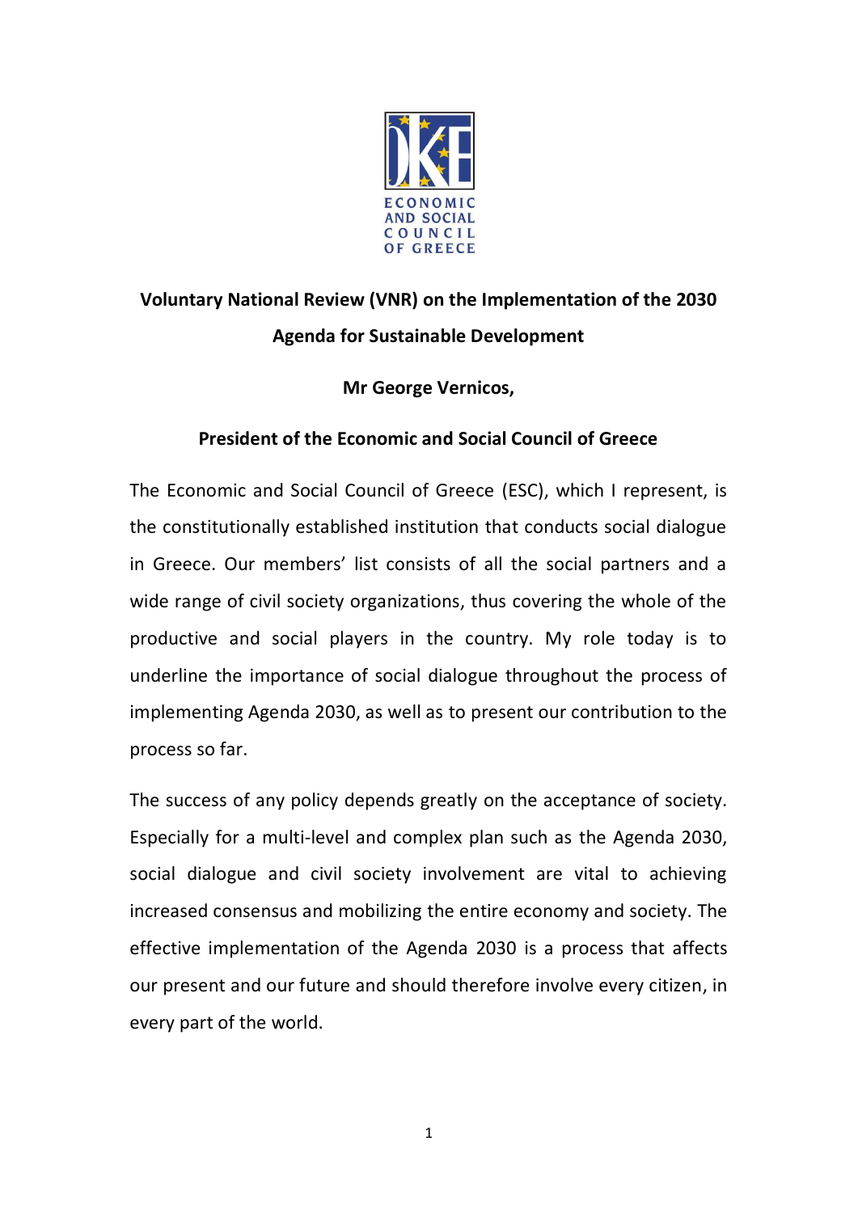ECONOMIC AND SOCIAL COUNCIL OF GREECE

# Voluntary National Review (VNR) on the Implementation of the 2030 Agenda for Sustainable Development

**Mr George Vernicos,**

**President of the Economic and Social Council of Greece**

The Economic and Social Council of Greece (ESC), which I represent, is the constitutionally established institution that conducts social dialogue in Greece. Our members' list consists of all the social partners and a wide range of civil society organizations, thus covering the whole of the productive and social players in the country. My role today is to underline the importance of social dialogue throughout the process of implementing Agenda 2030, as well as to present our contribution to the process so far.

The success of any policy depends greatly on the acceptance of society. Especially for a multi-level and complex plan such as the Agenda 2030, social dialogue and civil society involvement are vital to achieving increased consensus and mobilizing the entire economy and society. The effective implementation of the Agenda 2030 is a process that affects our present and our future and should therefore involve every citizen, in every part of the world.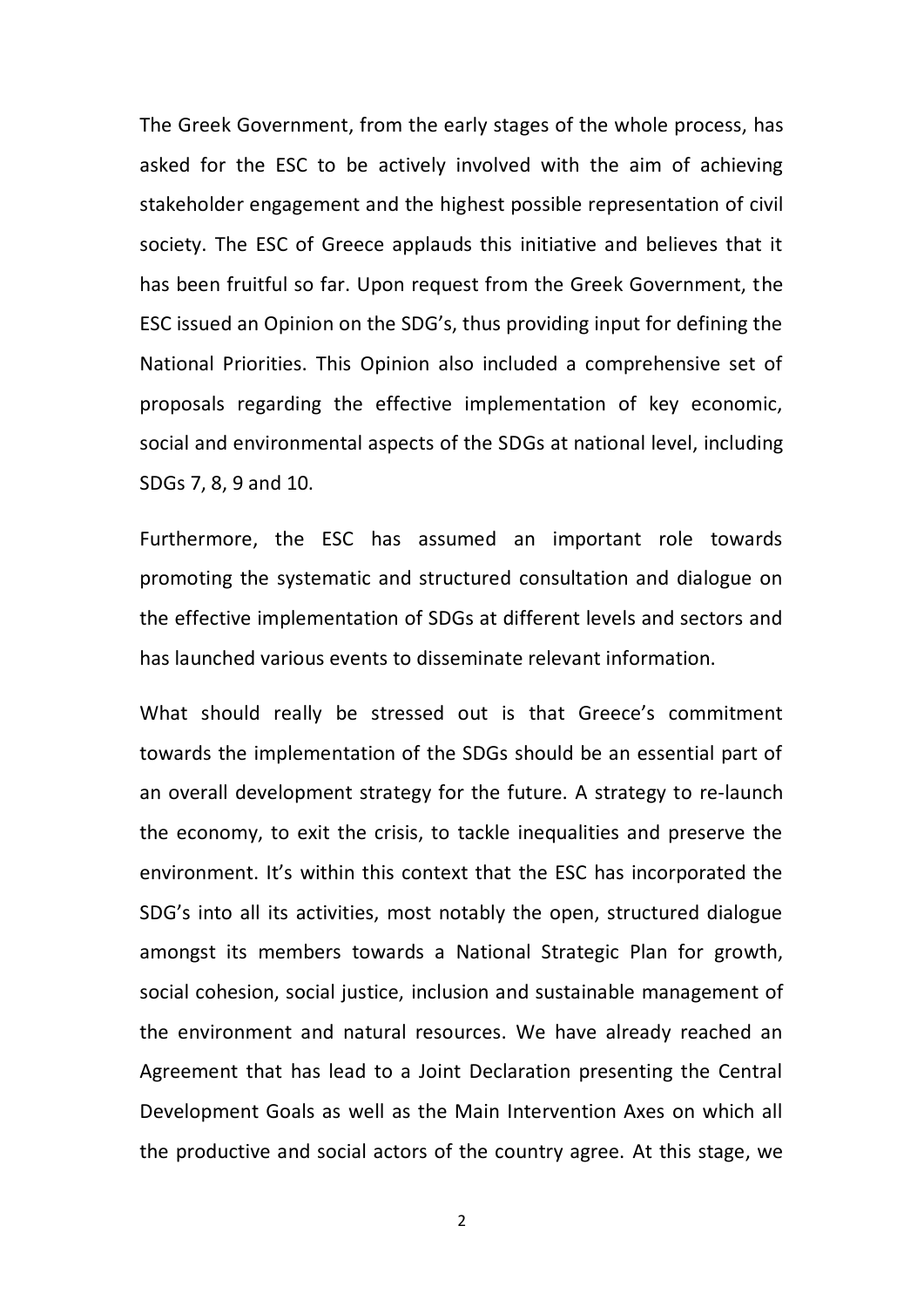The Greek Government, from the early stages of the whole process, has asked for the ESC to be actively involved with the aim of achieving stakeholder engagement and the highest possible representation of civil society. The ESC of Greece applauds this initiative and believes that it has been fruitful so far. Upon request from the Greek Government, the ESC issued an Opinion on the SDG's, thus providing input for defining the National Priorities. This Opinion also included a comprehensive set of proposals regarding the effective implementation of key economic, social and environmental aspects of the SDGs at national level, including SDGs 7, 8, 9 and 10.

Furthermore, the ESC has assumed an important role towards promoting the systematic and structured consultation and dialogue on the effective implementation of SDGs at different levels and sectors and has launched various events to disseminate relevant information.

What should really be stressed out is that Greece's commitment towards the implementation of the SDGs should be an essential part of an overall development strategy for the future. A strategy to re-launch the economy, to exit the crisis, to tackle inequalities and preserve the environment. It's within this context that the ESC has incorporated the SDG's into all its activities, most notably the open, structured dialogue amongst its members towards a National Strategic Plan for growth, social cohesion, social justice, inclusion and sustainable management of the environment and natural resources. We have already reached an Agreement that has lead to a Joint Declaration presenting the Central Development Goals as well as the Main Intervention Axes on which all the productive and social actors of the country agree. At this stage, we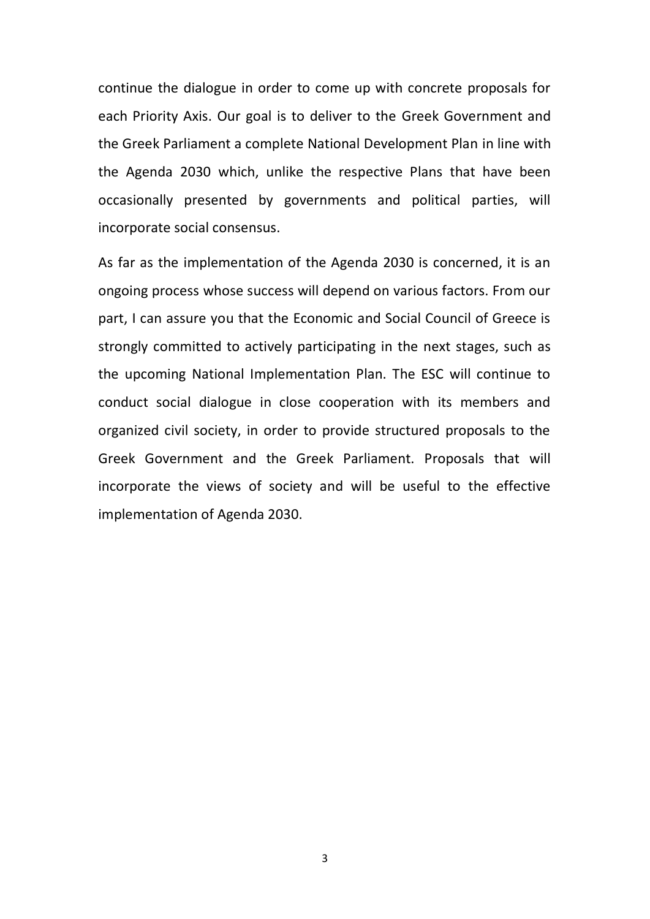continue the dialogue in order to come up with concrete proposals for each Priority Axis. Our goal is to deliver to the Greek Government and the Greek Parliament a complete National Development Plan in line with the Agenda 2030 which, unlike the respective Plans that have been occasionally presented by governments and political parties, will incorporate social consensus.

As far as the implementation of the Agenda 2030 is concerned, it is an ongoing process whose success will depend on various factors. From our part, I can assure you that the Economic and Social Council of Greece is strongly committed to actively participating in the next stages, such as the upcoming National Implementation Plan. The ESC will continue to conduct social dialogue in close cooperation with its members and organized civil society, in order to provide structured proposals to the Greek Government and the Greek Parliament. Proposals that will incorporate the views of society and will be useful to the effective implementation of Agenda 2030.